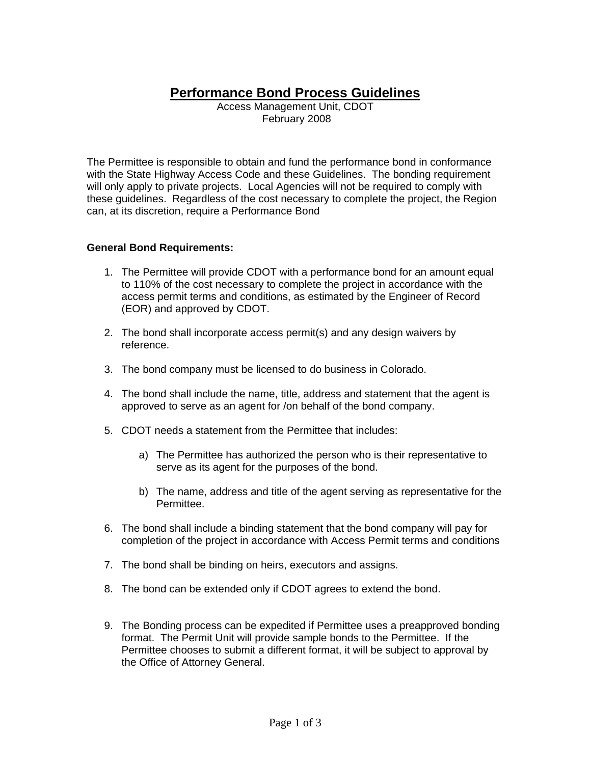# Performance Bond Process Guidelines

Access Management Unit, CDOT
February 2008

The Permittee is responsible to obtain and fund the performance bond in conformance with the State Highway Access Code and these Guidelines. The bonding requirement will only apply to private projects. Local Agencies will not be required to comply with these guidelines. Regardless of the cost necessary to complete the project, the Region can, at its discretion, require a Performance Bond

**General Bond Requirements:**

1. The Permittee will provide CDOT with a performance bond for an amount equal to 110% of the cost necessary to complete the project in accordance with the access permit terms and conditions, as estimated by the Engineer of Record (EOR) and approved by CDOT.

2. The bond shall incorporate access permit(s) and any design waivers by reference.

3. The bond company must be licensed to do business in Colorado.

4. The bond shall include the name, title, address and statement that the agent is approved to serve as an agent for /on behalf of the bond company.

5. CDOT needs a statement from the Permittee that includes:

   a) The Permittee has authorized the person who is their representative to serve as its agent for the purposes of the bond.

   b) The name, address and title of the agent serving as representative for the Permittee.

6. The bond shall include a binding statement that the bond company will pay for completion of the project in accordance with Access Permit terms and conditions

7. The bond shall be binding on heirs, executors and assigns.

8. The bond can be extended only if CDOT agrees to extend the bond.

9. The Bonding process can be expedited if Permittee uses a preapproved bonding format. The Permit Unit will provide sample bonds to the Permittee. If the Permittee chooses to submit a different format, it will be subject to approval by the Office of Attorney General.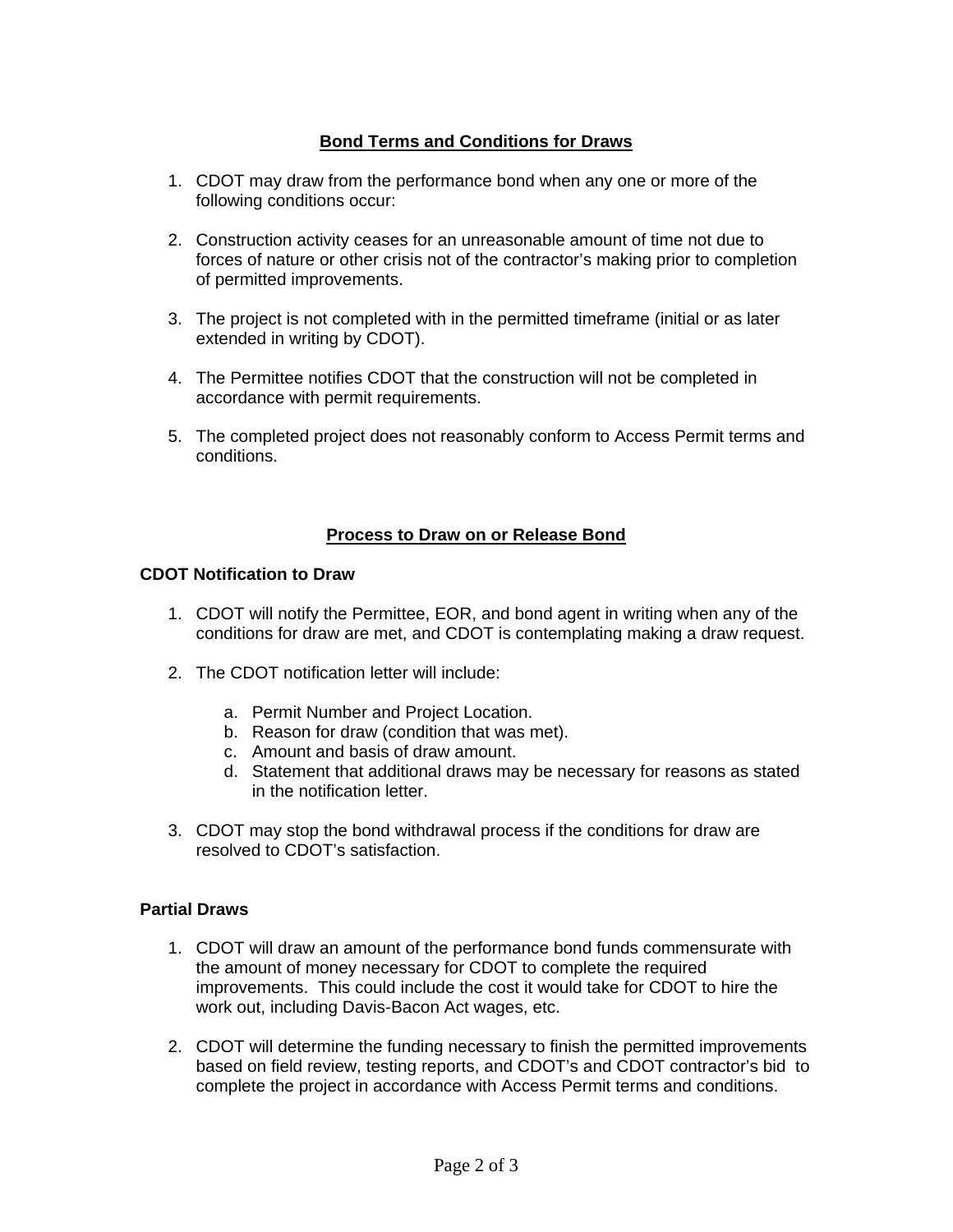## Bond Terms and Conditions for Draws

1. CDOT may draw from the performance bond when any one or more of the following conditions occur:

2. Construction activity ceases for an unreasonable amount of time not due to forces of nature or other crisis not of the contractor's making prior to completion of permitted improvements.

3. The project is not completed with in the permitted timeframe (initial or as later extended in writing by CDOT).

4. The Permittee notifies CDOT that the construction will not be completed in accordance with permit requirements.

5. The completed project does not reasonably conform to Access Permit terms and conditions.

## Process to Draw on or Release Bond

### CDOT Notification to Draw

1. CDOT will notify the Permittee, EOR, and bond agent in writing when any of the conditions for draw are met, and CDOT is contemplating making a draw request.

2. The CDOT notification letter will include:

   a. Permit Number and Project Location.
   b. Reason for draw (condition that was met).
   c. Amount and basis of draw amount.
   d. Statement that additional draws may be necessary for reasons as stated in the notification letter.

3. CDOT may stop the bond withdrawal process if the conditions for draw are resolved to CDOT's satisfaction.

### Partial Draws

1. CDOT will draw an amount of the performance bond funds commensurate with the amount of money necessary for CDOT to complete the required improvements. This could include the cost it would take for CDOT to hire the work out, including Davis-Bacon Act wages, etc.

2. CDOT will determine the funding necessary to finish the permitted improvements based on field review, testing reports, and CDOT's and CDOT contractor's bid to complete the project in accordance with Access Permit terms and conditions.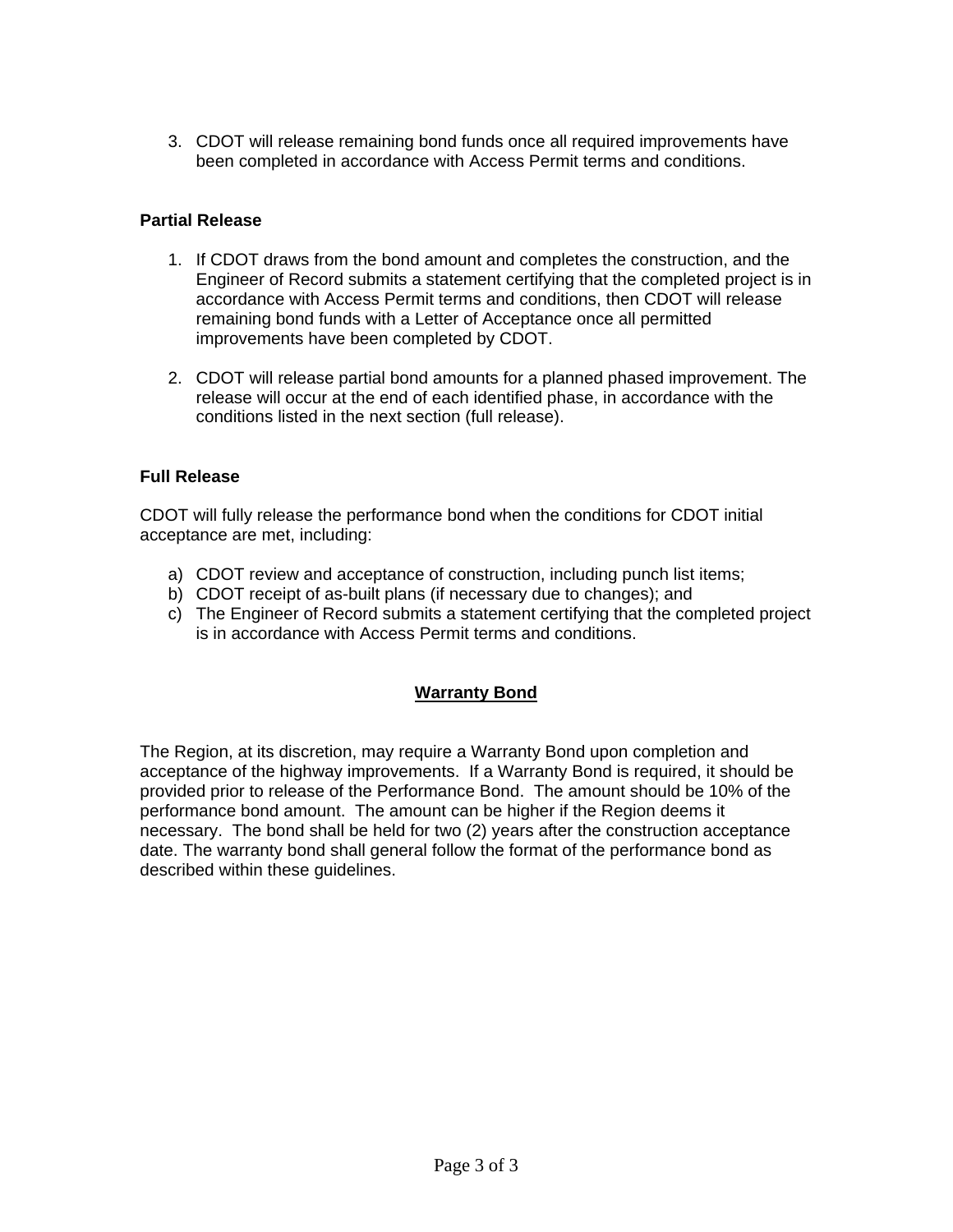3. CDOT will release remaining bond funds once all required improvements have been completed in accordance with Access Permit terms and conditions.

**Partial Release**

1. If CDOT draws from the bond amount and completes the construction, and the Engineer of Record submits a statement certifying that the completed project is in accordance with Access Permit terms and conditions, then CDOT will release remaining bond funds with a Letter of Acceptance once all permitted improvements have been completed by CDOT.

2. CDOT will release partial bond amounts for a planned phased improvement. The release will occur at the end of each identified phase, in accordance with the conditions listed in the next section (full release).

**Full Release**

CDOT will fully release the performance bond when the conditions for CDOT initial acceptance are met, including:

a) CDOT review and acceptance of construction, including punch list items;
b) CDOT receipt of as-built plans (if necessary due to changes); and
c) The Engineer of Record submits a statement certifying that the completed project is in accordance with Access Permit terms and conditions.

## Warranty Bond

The Region, at its discretion, may require a Warranty Bond upon completion and acceptance of the highway improvements. If a Warranty Bond is required, it should be provided prior to release of the Performance Bond. The amount should be 10% of the performance bond amount. The amount can be higher if the Region deems it necessary. The bond shall be held for two (2) years after the construction acceptance date. The warranty bond shall general follow the format of the performance bond as described within these guidelines.